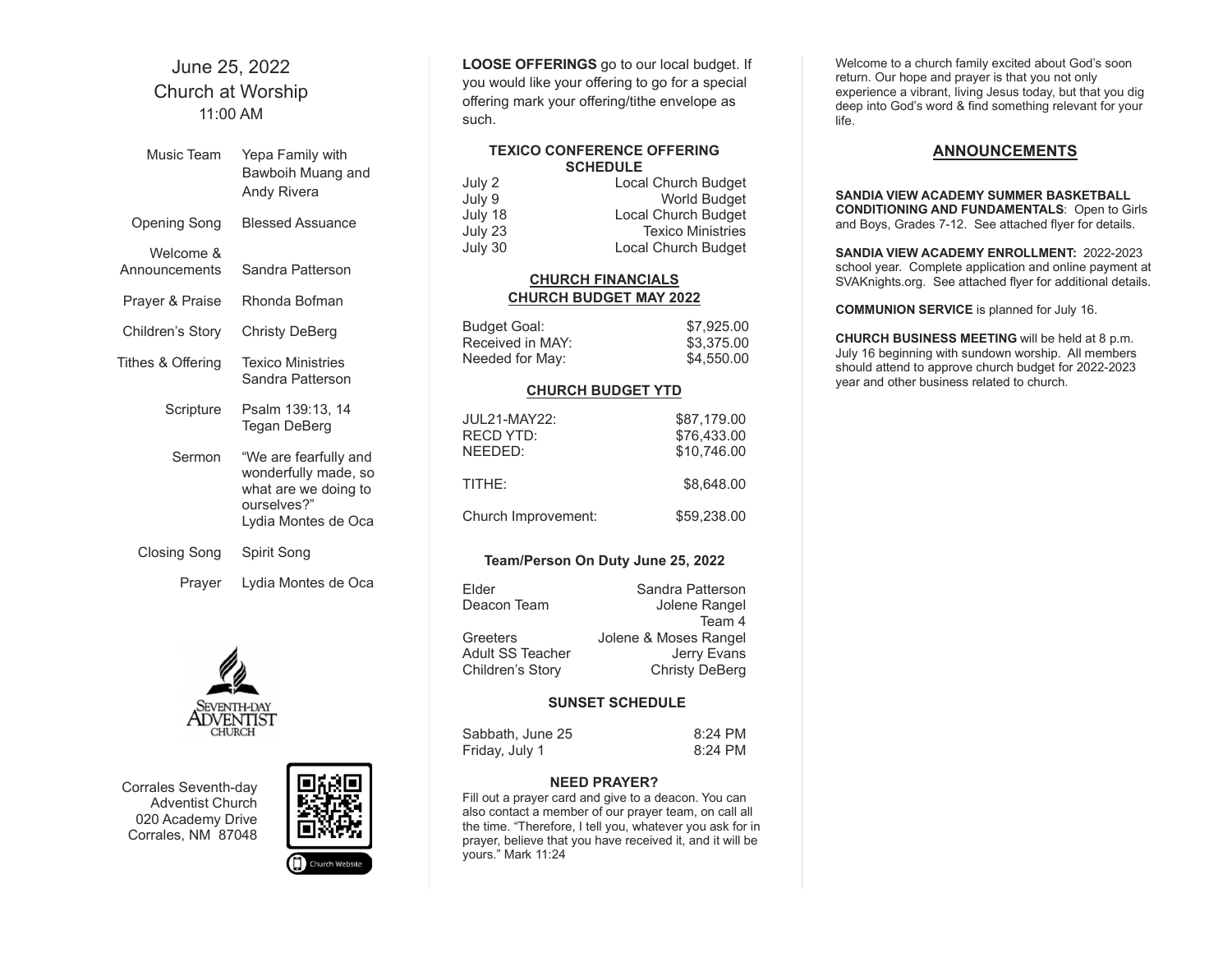June 25, 2022

Church at Worship

11:00 AM

| | |
|---|---|
| Music Team | Yepa Family with Bawboih Muang and Andy Rivera |
| Opening Song | Blessed Assuance |
| Welcome & Announcements | Sandra Patterson |
| Prayer & Praise | Rhonda Bofman |
| Children's Story | Christy DeBerg |
| Tithes & Offering | Texico Ministries<br>Sandra Patterson |
| Scripture | Psalm 139:13, 14<br>Tegan DeBerg |
| Sermon | "We are fearfully and wonderfully made, so what are we doing to ourselves?"<br>Lydia Montes de Oca |
| Closing Song | Spirit Song |
| Prayer | Lydia Montes de Oca |

Seventh-day Adventist Church

Corrales Seventh-day Adventist Church
020 Academy Drive
Corrales, NM 87048

Church Website

**LOOSE OFFERINGS** go to our local budget. If you would like your offering to go for a special offering mark your offering/tithe envelope as such.

**TEXICO CONFERENCE OFFERING SCHEDULE**

| | |
|---|---|
| July 2 | Local Church Budget |
| July 9 | World Budget |
| July 18 | Local Church Budget |
| July 23 | Texico Ministries |
| July 30 | Local Church Budget |

**CHURCH FINANCIALS**

**CHURCH BUDGET MAY 2022**

| | |
|---|---|
| Budget Goal: | $7,925.00 |
| Received in MAY: | $3,375.00 |
| Needed for May: | $4,550.00 |

**CHURCH BUDGET YTD**

| | |
|---|---|
| JUL21-MAY22: | $87,179.00 |
| RECD YTD: | $76,433.00 |
| NEEDED: | $10,746.00 |
| TITHE: | $8,648.00 |
| Church Improvement: | $59,238.00 |

**Team/Person On Duty June 25, 2022**

| | |
|---|---|
| Elder | Sandra Patterson |
| Deacon Team | Jolene Rangel<br>Team 4 |
| Greeters | Jolene & Moses Rangel |
| Adult SS Teacher | Jerry Evans |
| Children's Story | Christy DeBerg |

**SUNSET SCHEDULE**

| | |
|---|---|
| Sabbath, June 25 | 8:24 PM |
| Friday, July 1 | 8:24 PM |

**NEED PRAYER?**

Fill out a prayer card and give to a deacon. You can also contact a member of our prayer team, on call all the time. "Therefore, I tell you, whatever you ask for in prayer, believe that you have received it, and it will be yours." Mark 11:24

Welcome to a church family excited about God's soon return. Our hope and prayer is that you not only experience a vibrant, living Jesus today, but that you dig deep into God's word & find something relevant for your life.

## ANNOUNCEMENTS

**SANDIA VIEW ACADEMY SUMMER BASKETBALL CONDITIONING AND FUNDAMENTALS**: Open to Girls and Boys, Grades 7-12. See attached flyer for details.

**SANDIA VIEW ACADEMY ENROLLMENT:** 2022-2023 school year. Complete application and online payment at SVAKnights.org. See attached flyer for additional details.

**COMMUNION SERVICE** is planned for July 16.

**CHURCH BUSINESS MEETING** will be held at 8 p.m. July 16 beginning with sundown worship. All members should attend to approve church budget for 2022-2023 year and other business related to church.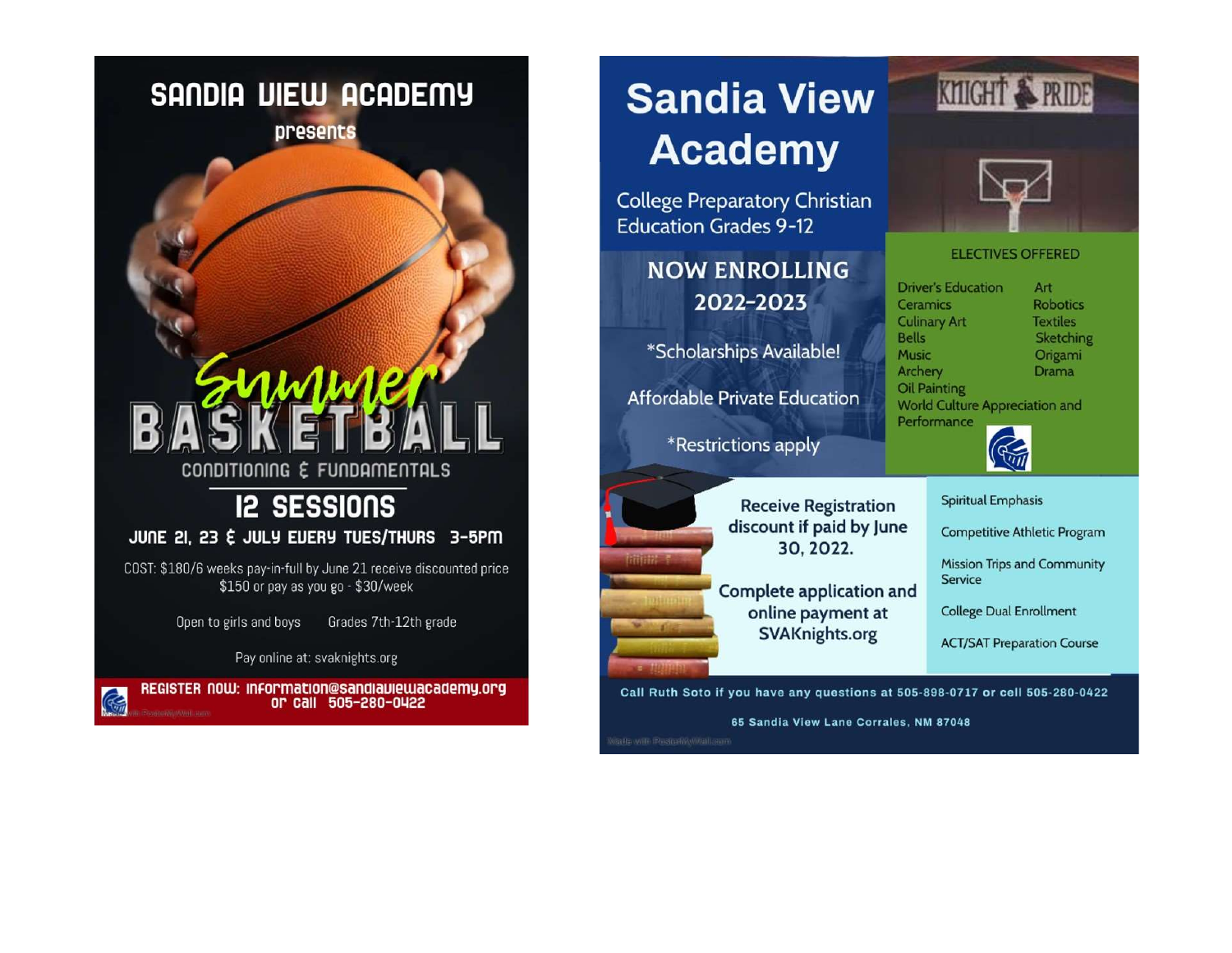# SANDIA VIEW ACADEMY

presents

## Summer BASKETBALL

CONDITIONING & FUNDAMENTALS

### 12 SESSIONS

JUNE 21, 23 & JULY EVERY TUES/THURS 3-5PM

COST: $180/6 weeks pay-in-full by June 21 receive discounted price $150 or pay as you go - $30/week

Open to girls and boys    Grades 7th-12th grade

Pay online at: svaknights.org

**REGISTER NOW: information@sandiaviewacademy.org or call 505-280-0422**

Made with PosterMyWall.com

# Sandia View Academy

College Preparatory Christian Education Grades 9-12

KNIGHT PRIDE

## NOW ENROLLING 2022-2023

*Scholarships Available!

Affordable Private Education

*Restrictions apply

### ELECTIVES OFFERED

- Driver's Education
- Ceramics
- Culinary Art
- Bells
- Music
- Archery
- Oil Painting
- World Culture Appreciation and Performance
- Art
- Robotics
- Textiles
- Sketching
- Origami
- Drama

**Receive Registration discount if paid by June 30, 2022.**

**Complete application and online payment at SVAKnights.org**

- Spiritual Emphasis
- Competitive Athletic Program
- Mission Trips and Community Service
- College Dual Enrollment
- ACT/SAT Preparation Course

**Call Ruth Soto if you have any questions at 505-898-0717 or cell 505-280-0422**

**65 Sandia View Lane Corrales, NM 87048**

Made with PosterMyWall.com